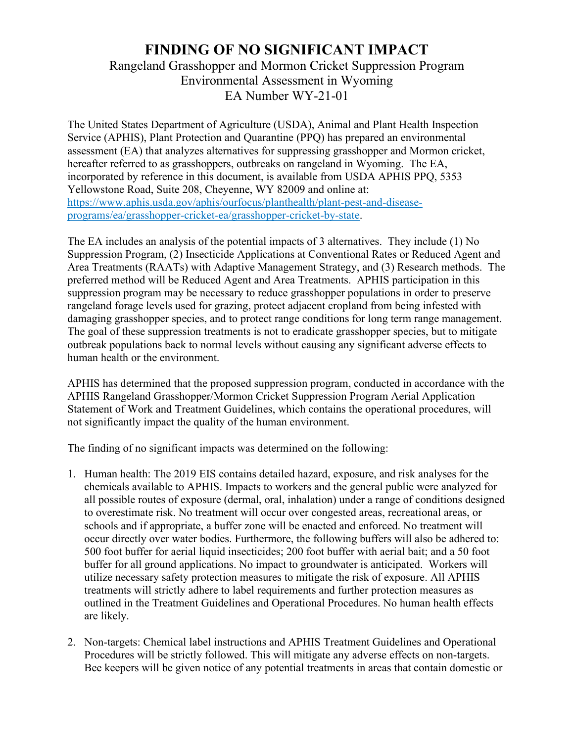# FINDING OF NO SIGNIFICANT IMPACT

Rangeland Grasshopper and Mormon Cricket Suppression Program
Environmental Assessment in Wyoming
EA Number WY-21-01

The United States Department of Agriculture (USDA), Animal and Plant Health Inspection Service (APHIS), Plant Protection and Quarantine (PPQ) has prepared an environmental assessment (EA) that analyzes alternatives for suppressing grasshopper and Mormon cricket, hereafter referred to as grasshoppers, outbreaks on rangeland in Wyoming. The EA, incorporated by reference in this document, is available from USDA APHIS PPQ, 5353 Yellowstone Road, Suite 208, Cheyenne, WY 82009 and online at: [https://www.aphis.usda.gov/aphis/ourfocus/planthealth/plant-pest-and-disease-programs/ea/grasshopper-cricket-ea/grasshopper-cricket-by-state](https://www.aphis.usda.gov/aphis/ourfocus/planthealth/plant-pest-and-disease-programs/ea/grasshopper-cricket-ea/grasshopper-cricket-by-state).

The EA includes an analysis of the potential impacts of 3 alternatives. They include (1) No Suppression Program, (2) Insecticide Applications at Conventional Rates or Reduced Agent and Area Treatments (RAATs) with Adaptive Management Strategy, and (3) Research methods. The preferred method will be Reduced Agent and Area Treatments. APHIS participation in this suppression program may be necessary to reduce grasshopper populations in order to preserve rangeland forage levels used for grazing, protect adjacent cropland from being infested with damaging grasshopper species, and to protect range conditions for long term range management. The goal of these suppression treatments is not to eradicate grasshopper species, but to mitigate outbreak populations back to normal levels without causing any significant adverse effects to human health or the environment.

APHIS has determined that the proposed suppression program, conducted in accordance with the APHIS Rangeland Grasshopper/Mormon Cricket Suppression Program Aerial Application Statement of Work and Treatment Guidelines, which contains the operational procedures, will not significantly impact the quality of the human environment.

The finding of no significant impacts was determined on the following:

1. Human health: The 2019 EIS contains detailed hazard, exposure, and risk analyses for the chemicals available to APHIS. Impacts to workers and the general public were analyzed for all possible routes of exposure (dermal, oral, inhalation) under a range of conditions designed to overestimate risk. No treatment will occur over congested areas, recreational areas, or schools and if appropriate, a buffer zone will be enacted and enforced. No treatment will occur directly over water bodies. Furthermore, the following buffers will also be adhered to: 500 foot buffer for aerial liquid insecticides; 200 foot buffer with aerial bait; and a 50 foot buffer for all ground applications. No impact to groundwater is anticipated. Workers will utilize necessary safety protection measures to mitigate the risk of exposure. All APHIS treatments will strictly adhere to label requirements and further protection measures as outlined in the Treatment Guidelines and Operational Procedures. No human health effects are likely.

2. Non-targets: Chemical label instructions and APHIS Treatment Guidelines and Operational Procedures will be strictly followed. This will mitigate any adverse effects on non-targets. Bee keepers will be given notice of any potential treatments in areas that contain domestic or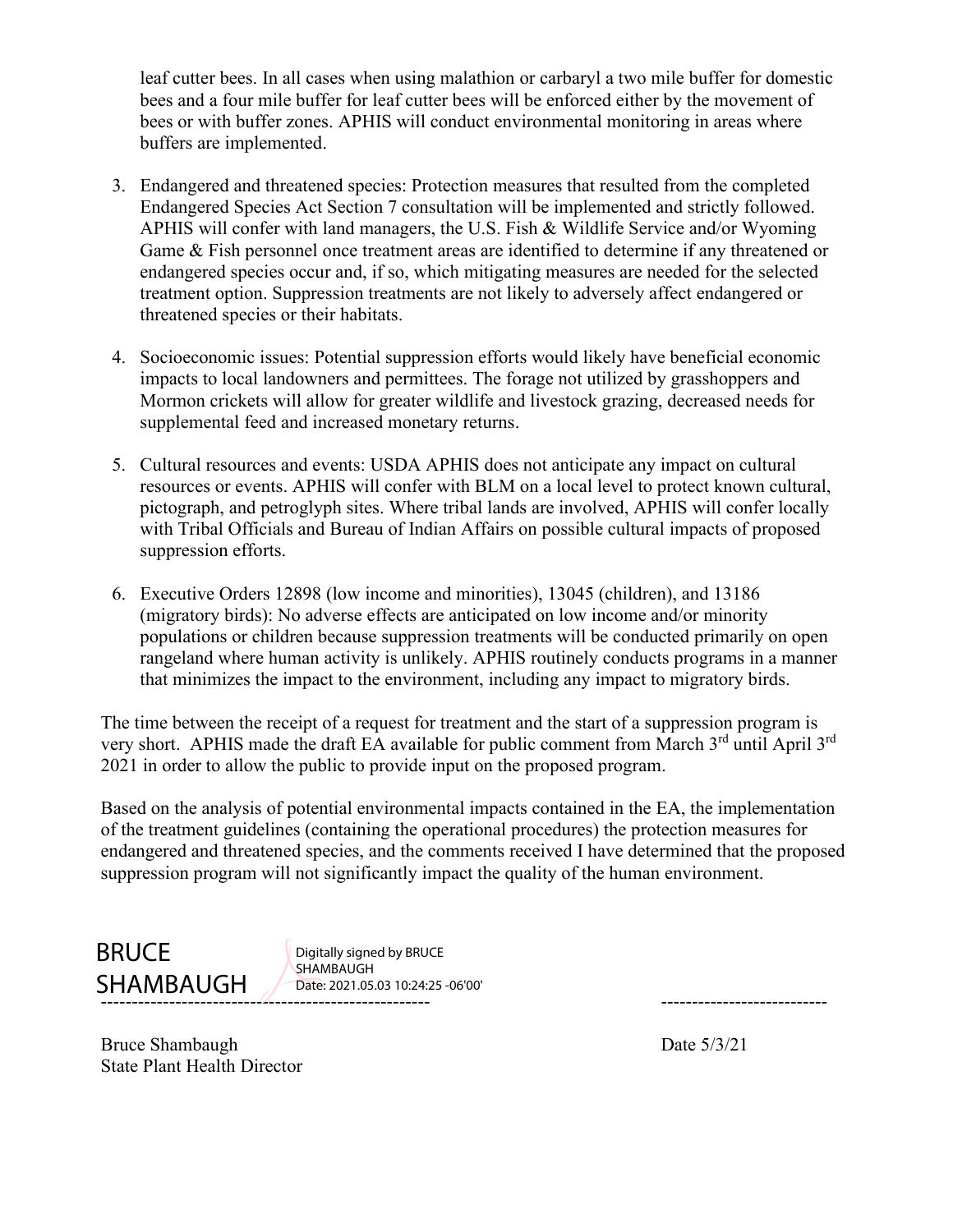leaf cutter bees. In all cases when using malathion or carbaryl a two mile buffer for domestic bees and a four mile buffer for leaf cutter bees will be enforced either by the movement of bees or with buffer zones. APHIS will conduct environmental monitoring in areas where buffers are implemented.

3. Endangered and threatened species: Protection measures that resulted from the completed Endangered Species Act Section 7 consultation will be implemented and strictly followed. APHIS will confer with land managers, the U.S. Fish & Wildlife Service and/or Wyoming Game & Fish personnel once treatment areas are identified to determine if any threatened or endangered species occur and, if so, which mitigating measures are needed for the selected treatment option. Suppression treatments are not likely to adversely affect endangered or threatened species or their habitats.

4. Socioeconomic issues: Potential suppression efforts would likely have beneficial economic impacts to local landowners and permittees. The forage not utilized by grasshoppers and Mormon crickets will allow for greater wildlife and livestock grazing, decreased needs for supplemental feed and increased monetary returns.

5. Cultural resources and events: USDA APHIS does not anticipate any impact on cultural resources or events. APHIS will confer with BLM on a local level to protect known cultural, pictograph, and petroglyph sites. Where tribal lands are involved, APHIS will confer locally with Tribal Officials and Bureau of Indian Affairs on possible cultural impacts of proposed suppression efforts.

6. Executive Orders 12898 (low income and minorities), 13045 (children), and 13186 (migratory birds): No adverse effects are anticipated on low income and/or minority populations or children because suppression treatments will be conducted primarily on open rangeland where human activity is unlikely. APHIS routinely conducts programs in a manner that minimizes the impact to the environment, including any impact to migratory birds.

The time between the receipt of a request for treatment and the start of a suppression program is very short. APHIS made the draft EA available for public comment from March 3rd until April 3rd 2021 in order to allow the public to provide input on the proposed program.

Based on the analysis of potential environmental impacts contained in the EA, the implementation of the treatment guidelines (containing the operational procedures) the protection measures for endangered and threatened species, and the comments received I have determined that the proposed suppression program will not significantly impact the quality of the human environment.

BRUCE SHAMBAUGH
Digitally signed by BRUCE SHAMBAUGH
Date: 2021.05.03 10:24:25 -06'00'

---

Bruce Shambaugh
State Plant Health Director

Date 5/3/21